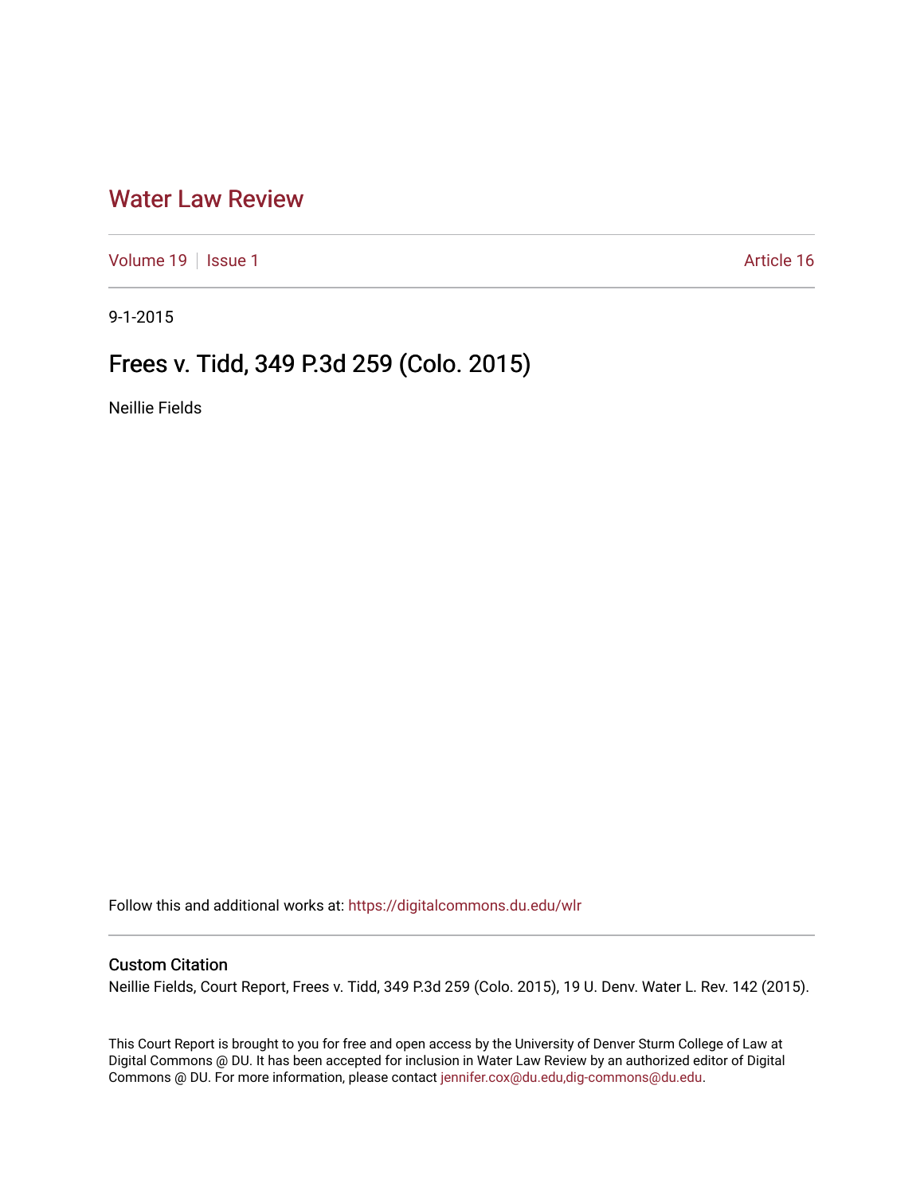# Water Law Review

Volume 19 | Issue 1 Article 16

9-1-2015

## Frees v. Tidd, 349 P.3d 259 (Colo. 2015)

Neillie Fields

Follow this and additional works at: https://digitalcommons.du.edu/wlr

### Custom Citation

Neillie Fields, Court Report, Frees v. Tidd, 349 P.3d 259 (Colo. 2015), 19 U. Denv. Water L. Rev. 142 (2015).

This Court Report is brought to you for free and open access by the University of Denver Sturm College of Law at Digital Commons @ DU. It has been accepted for inclusion in Water Law Review by an authorized editor of Digital Commons @ DU. For more information, please contact jennifer.cox@du.edu,dig-commons@du.edu.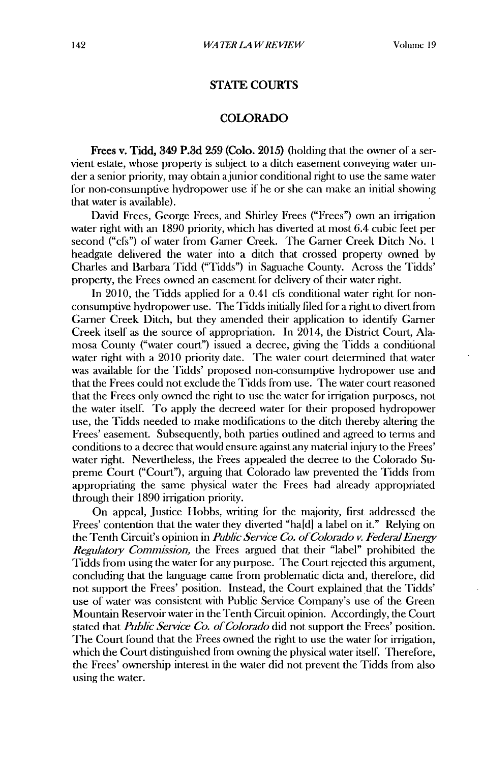## STATE COURTS

### COLORADO

**Frees v. Tidd, 349 P.3d 259 (Colo. 2015)** (holding that the owner of a servient estate, whose property is subject to a ditch easement conveying water under a senior priority, may obtain a junior conditional right to use the same water for non-consumptive hydropower use if he or she can make an initial showing that water is available).

David Frees, George Frees, and Shirley Frees ("Frees") own an irrigation water right with an 1890 priority, which has diverted at most 6.4 cubic feet per second ("cfs") of water from Garner Creek. The Garner Creek Ditch No. 1 headgate delivered the water into a ditch that crossed property owned by Charles and Barbara Tidd ("Tidds") in Saguache County. Across the Tidds' property, the Frees owned an easement for delivery of their water right.

In 2010, the Tidds applied for a 0.41 cfs conditional water right for non-consumptive hydropower use. The Tidds initially filed for a right to divert from Garner Creek Ditch, but they amended their application to identify Garner Creek itself as the source of appropriation. In 2014, the District Court, Alamosa County ("water court") issued a decree, giving the Tidds a conditional water right with a 2010 priority date. The water court determined that water was available for the Tidds' proposed non-consumptive hydropower use and that the Frees could not exclude the Tidds from use. The water court reasoned that the Frees only owned the right to use the water for irrigation purposes, not the water itself. To apply the decreed water for their proposed hydropower use, the Tidds needed to make modifications to the ditch thereby altering the Frees' easement. Subsequently, both parties outlined and agreed to terms and conditions to a decree that would ensure against any material injury to the Frees' water right. Nevertheless, the Frees appealed the decree to the Colorado Supreme Court ("Court"), arguing that Colorado law prevented the Tidds from appropriating the same physical water the Frees had already appropriated through their 1890 irrigation priority.

On appeal, Justice Hobbs, writing for the majority, first addressed the Frees' contention that the water they diverted "ha[d] a label on it." Relying on the Tenth Circuit's opinion in *Public Service Co. of Colorado v. Federal Energy Regulatory Commission,* the Frees argued that their "label" prohibited the Tidds from using the water for any purpose. The Court rejected this argument, concluding that the language came from problematic dicta and, therefore, did not support the Frees' position. Instead, the Court explained that the Tidds' use of water was consistent with Public Service Company's use of the Green Mountain Reservoir water in the Tenth Circuit opinion. Accordingly, the Court stated that *Public Service Co. of Colorado* did not support the Frees' position. The Court found that the Frees owned the right to use the water for irrigation, which the Court distinguished from owning the physical water itself. Therefore, the Frees' ownership interest in the water did not prevent the Tidds from also using the water.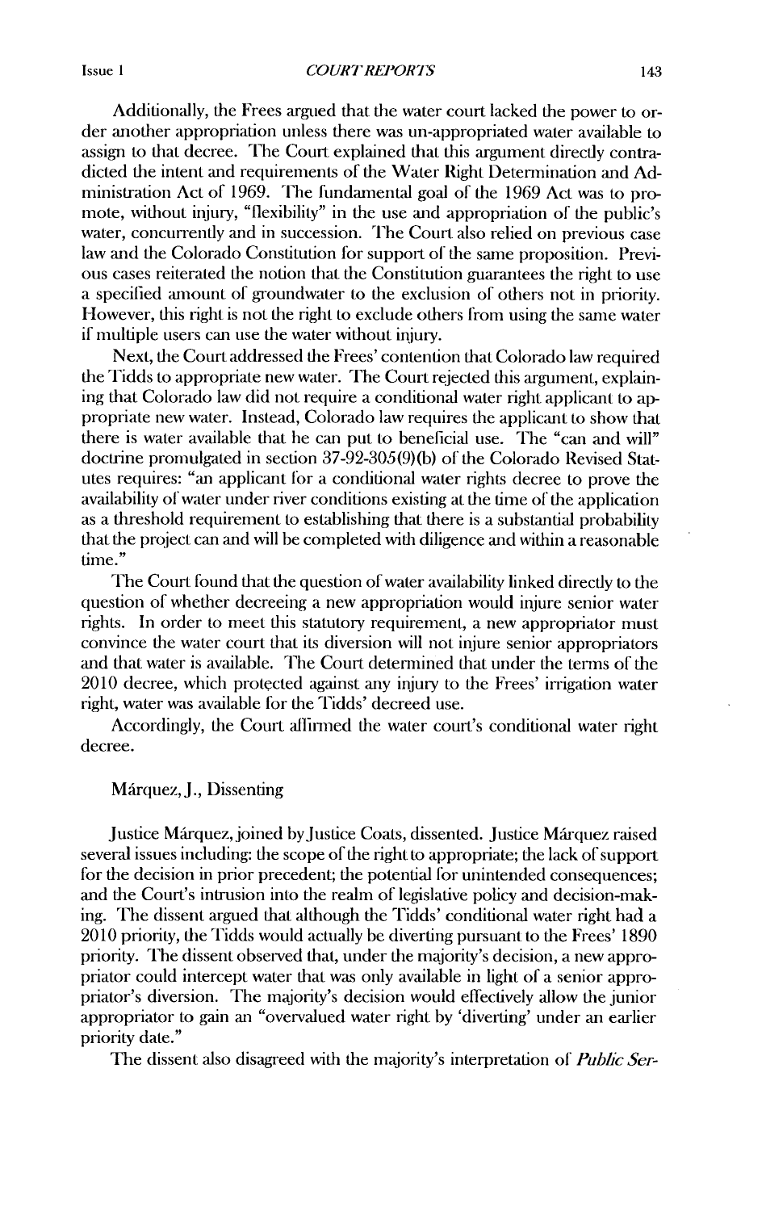Additionally, the Frees argued that the water court lacked the power to order another appropriation unless there was un-appropriated water available to assign to that decree. The Court explained that this argument directly contradicted the intent and requirements of the Water Right Determination and Administration Act of 1969. The fundamental goal of the 1969 Act was to promote, without injury, "flexibility" in the use and appropriation of the public's water, concurrently and in succession. The Court also relied on previous case law and the Colorado Constitution for support of the same proposition. Previous cases reiterated the notion that the Constitution guarantees the right to use a specified amount of groundwater to the exclusion of others not in priority. However, this right is not the right to exclude others from using the same water if multiple users can use the water without injury.

Next, the Court addressed the Frees' contention that Colorado law required the Tidds to appropriate new water. The Court rejected this argument, explaining that Colorado law did not require a conditional water right applicant to appropriate new water. Instead, Colorado law requires the applicant to show that there is water available that he can put to beneficial use. The "can and will" doctrine promulgated in section 37-92-305(9)(b) of the Colorado Revised Statutes requires: "an applicant for a conditional water rights decree to prove the availability of water under river conditions existing at the time of the application as a threshold requirement to establishing that there is a substantial probability that the project can and will be completed with diligence and within a reasonable time."

The Court found that the question of water availability linked directly to the question of whether decreeing a new appropriation would injure senior water rights. In order to meet this statutory requirement, a new appropriator must convince the water court that its diversion will not injure senior appropriators and that water is available. The Court determined that under the terms of the 2010 decree, which protected against any injury to the Frees' irrigation water right, water was available for the Tidds' decreed use.

Accordingly, the Court affirmed the water court's conditional water right decree.

Márquez, J., Dissenting

Justice Márquez, joined by Justice Coats, dissented. Justice Márquez raised several issues including: the scope of the right to appropriate; the lack of support for the decision in prior precedent; the potential for unintended consequences; and the Court's intrusion into the realm of legislative policy and decision-making. The dissent argued that although the Tidds' conditional water right had a 2010 priority, the Tidds would actually be diverting pursuant to the Frees' 1890 priority. The dissent observed that, under the majority's decision, a new appropriator could intercept water that was only available in light of a senior appropriator's diversion. The majority's decision would effectively allow the junior appropriator to gain an "overvalued water right by 'diverting' under an earlier priority date."

The dissent also disagreed with the majority's interpretation of *Public Ser-*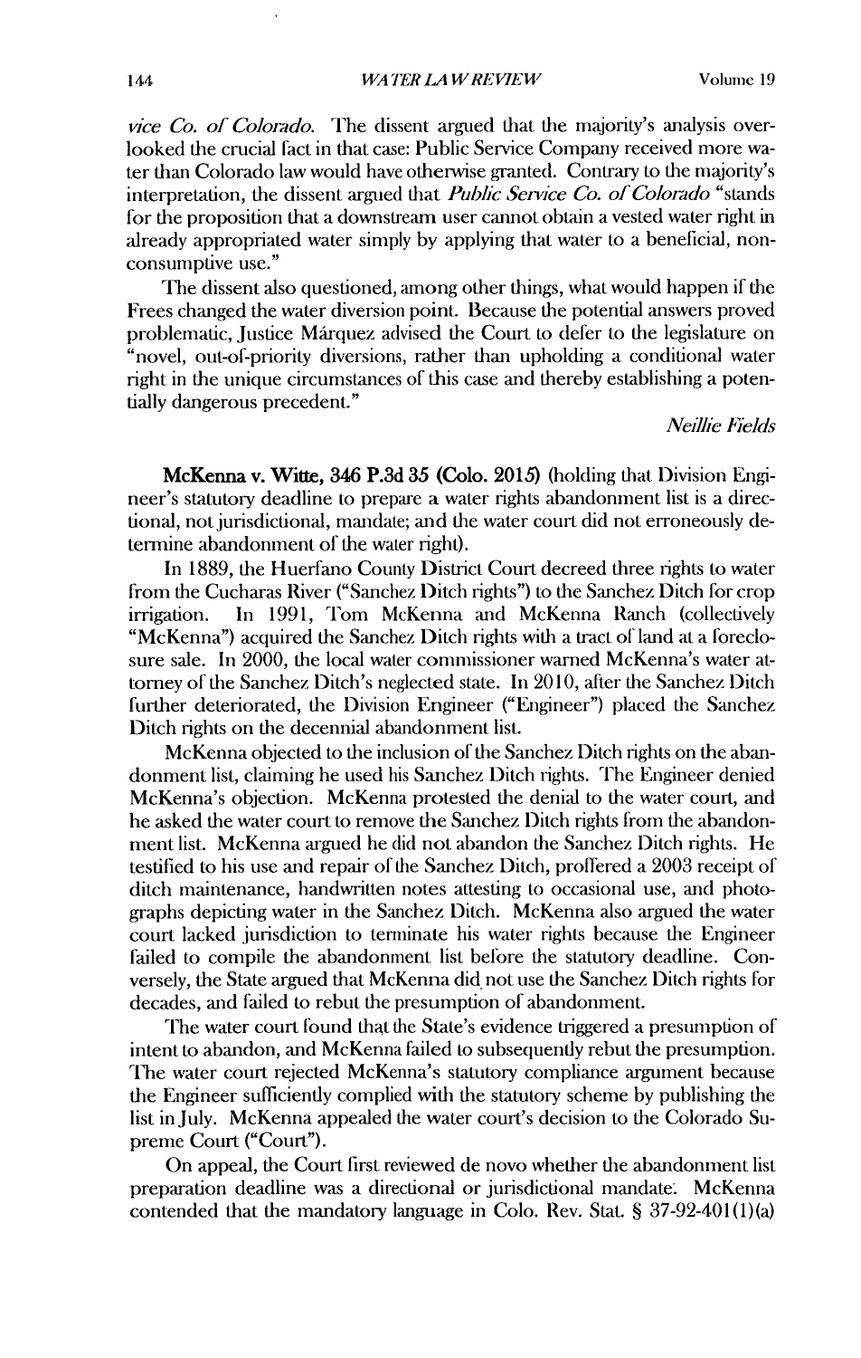*vice Co. of Colorado*. The dissent argued that the majority's analysis overlooked the crucial fact in that case: Public Service Company received more water than Colorado law would have otherwise granted. Contrary to the majority's interpretation, the dissent argued that *Public Service Co. of Colorado* "stands for the proposition that a downstream user cannot obtain a vested water right in already appropriated water simply by applying that water to a beneficial, nonconsumptive use."

The dissent also questioned, among other things, what would happen if the Frees changed the water diversion point. Because the potential answers proved problematic, Justice Márquez advised the Court to defer to the legislature on "novel, out-of-priority diversions, rather than upholding a conditional water right in the unique circumstances of this case and thereby establishing a potentially dangerous precedent."

*Neillie Fields*

**McKenna v. Witte, 346 P.3d 35 (Colo. 2015)** (holding that Division Engineer's statutory deadline to prepare a water rights abandonment list is a directional, not jurisdictional, mandate; and the water court did not erroneously determine abandonment of the water right).

In 1889, the Huerfano County District Court decreed three rights to water from the Cucharas River ("Sanchez Ditch rights") to the Sanchez Ditch for crop irrigation. In 1991, Tom McKenna and McKenna Ranch (collectively "McKenna") acquired the Sanchez Ditch rights with a tract of land at a foreclosure sale. In 2000, the local water commissioner warned McKenna's water attorney of the Sanchez Ditch's neglected state. In 2010, after the Sanchez Ditch further deteriorated, the Division Engineer ("Engineer") placed the Sanchez Ditch rights on the decennial abandonment list.

McKenna objected to the inclusion of the Sanchez Ditch rights on the abandonment list, claiming he used his Sanchez Ditch rights. The Engineer denied McKenna's objection. McKenna protested the denial to the water court, and he asked the water court to remove the Sanchez Ditch rights from the abandonment list. McKenna argued he did not abandon the Sanchez Ditch rights. He testified to his use and repair of the Sanchez Ditch, proffered a 2003 receipt of ditch maintenance, handwritten notes attesting to occasional use, and photographs depicting water in the Sanchez Ditch. McKenna also argued the water court lacked jurisdiction to terminate his water rights because the Engineer failed to compile the abandonment list before the statutory deadline. Conversely, the State argued that McKenna did not use the Sanchez Ditch rights for decades, and failed to rebut the presumption of abandonment.

The water court found that the State's evidence triggered a presumption of intent to abandon, and McKenna failed to subsequently rebut the presumption. The water court rejected McKenna's statutory compliance argument because the Engineer sufficiently complied with the statutory scheme by publishing the list in July. McKenna appealed the water court's decision to the Colorado Supreme Court ("Court").

On appeal, the Court first reviewed de novo whether the abandonment list preparation deadline was a directional or jurisdictional mandate. McKenna contended that the mandatory language in Colo. Rev. Stat. § 37-92-401(1)(a)